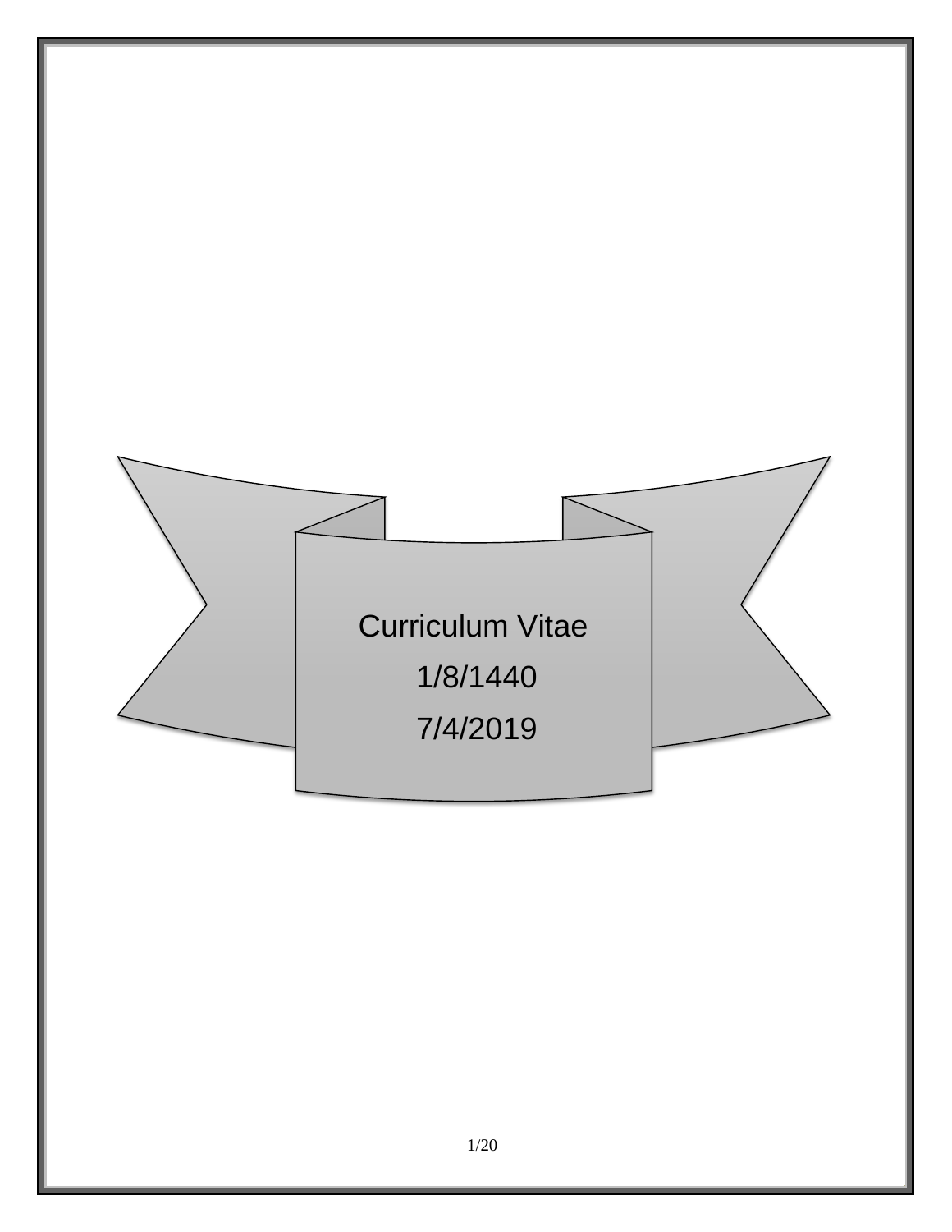# Curriculum Vitae

1/8/1440

7/4/2019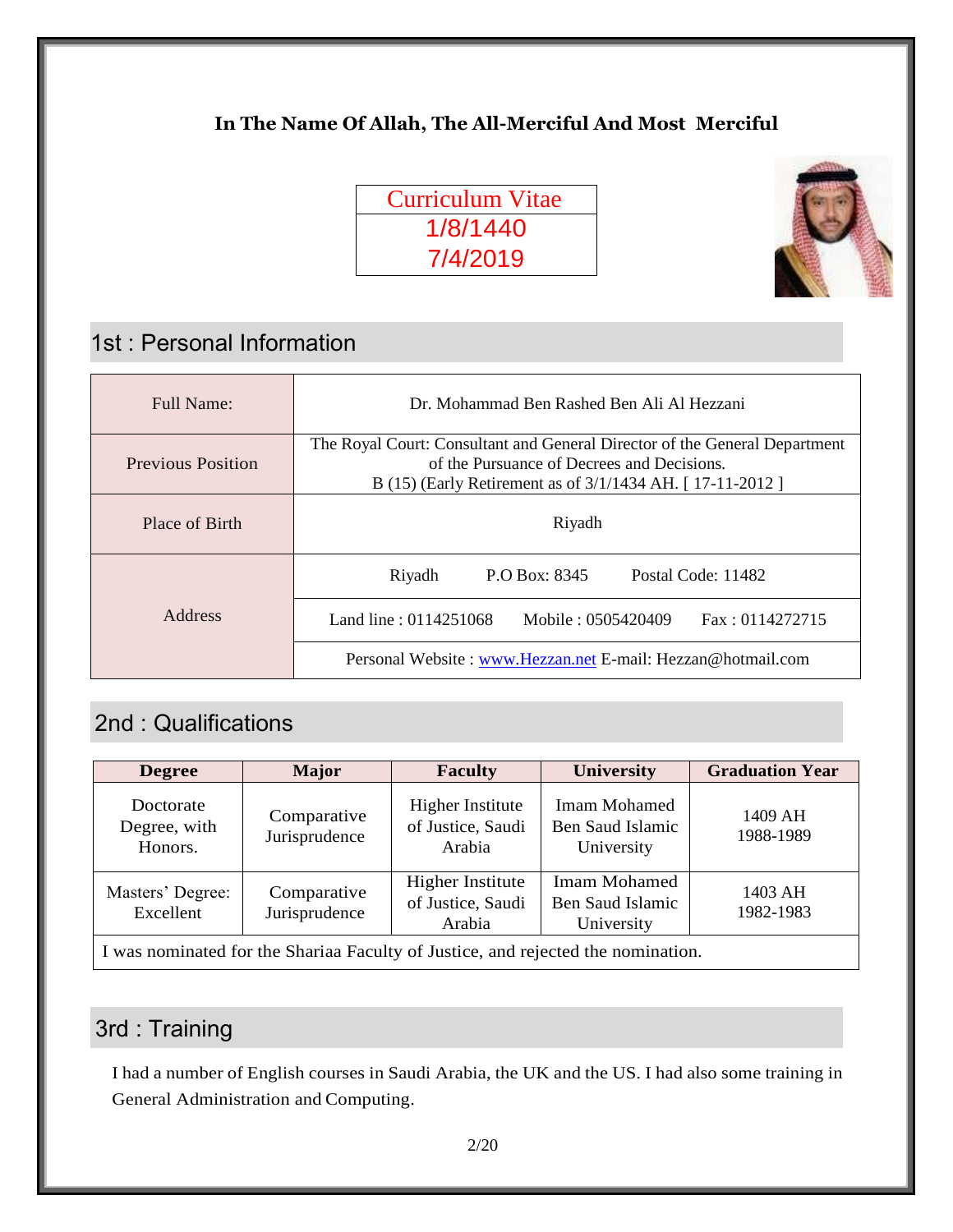**In The Name Of Allah, The All-Merciful And Most Merciful**

| Curriculum Vitae |
|---|
| 1/8/1440 |
| 7/4/2019 |

## 1st : Personal Information

| | | | |
|---|---|---|---|
| Full Name: | Dr. Mohammad Ben Rashed Ben Ali Al Hezzani | | |
| Previous Position | The Royal Court: Consultant and General Director of the General Department of the Pursuance of Decrees and Decisions. B (15) (Early Retirement as of 3/1/1434 AH. [ 17-11-2012 ] | | |
| Place of Birth | Riyadh | | |
| Address | Riyadh | P.O Box: 8345 | Postal Code: 11482 |
| | Land line : 0114251068 | Mobile : 0505420409 | Fax : 0114272715 |
| | Personal Website : www.Hezzan.net E-mail: Hezzan@hotmail.com | | |

## 2nd : Qualifications

| Degree | Major | Faculty | University | Graduation Year |
|---|---|---|---|---|
| Doctorate Degree, with Honors. | Comparative Jurisprudence | Higher Institute of Justice, Saudi Arabia | Imam Mohamed Ben Saud Islamic University | 1409 AH 1988-1989 |
| Masters' Degree: Excellent | Comparative Jurisprudence | Higher Institute of Justice, Saudi Arabia | Imam Mohamed Ben Saud Islamic University | 1403 AH 1982-1983 |
| I was nominated for the Shariaa Faculty of Justice, and rejected the nomination. | | | | |

## 3rd : Training

I had a number of English courses in Saudi Arabia, the UK and the US. I had also some training in General Administration and Computing.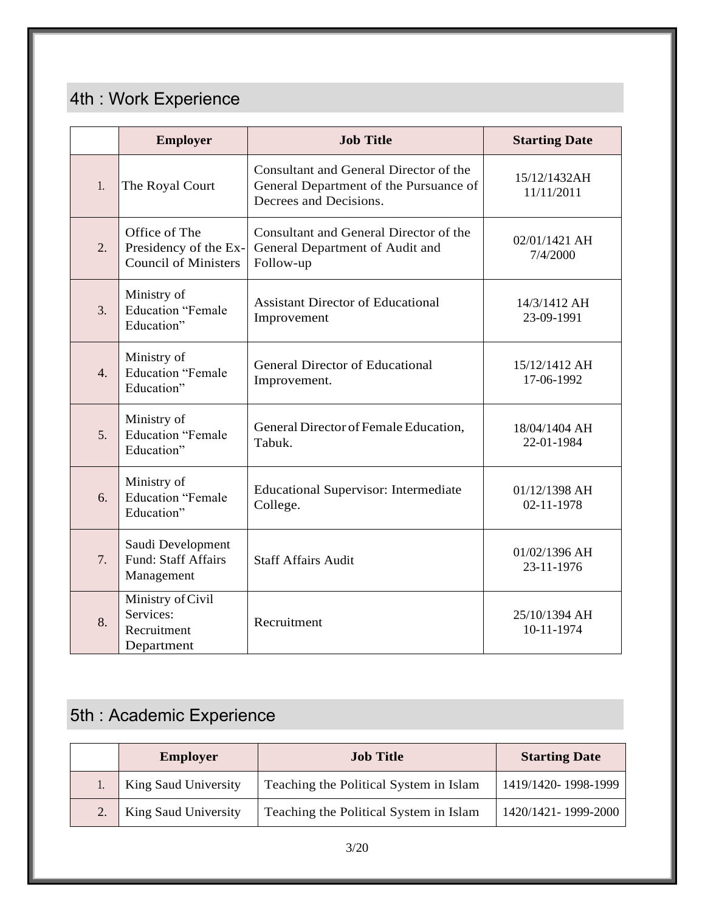## 4th : Work Experience

| | Employer | Job Title | Starting Date |
|---|---|---|---|
| 1. | The Royal Court | Consultant and General Director of the General Department of the Pursuance of Decrees and Decisions. | 15/12/1432AH 11/11/2011 |
| 2. | Office of The Presidency of the Ex-Council of Ministers | Consultant and General Director of the General Department of Audit and Follow-up | 02/01/1421 AH 7/4/2000 |
| 3. | Ministry of Education "Female Education" | Assistant Director of Educational Improvement | 14/3/1412 AH 23-09-1991 |
| 4. | Ministry of Education "Female Education" | General Director of Educational Improvement. | 15/12/1412 AH 17-06-1992 |
| 5. | Ministry of Education "Female Education" | General Director of Female Education, Tabuk. | 18/04/1404 AH 22-01-1984 |
| 6. | Ministry of Education "Female Education" | Educational Supervisor: Intermediate College. | 01/12/1398 AH 02-11-1978 |
| 7. | Saudi Development Fund: Staff Affairs Management | Staff Affairs Audit | 01/02/1396 AH 23-11-1976 |
| 8. | Ministry of Civil Services: Recruitment Department | Recruitment | 25/10/1394 AH 10-11-1974 |

## 5th : Academic Experience

| | Employer | Job Title | Starting Date |
|---|---|---|---|
| 1. | King Saud University | Teaching the Political System in Islam | 1419/1420- 1998-1999 |
| 2. | King Saud University | Teaching the Political System in Islam | 1420/1421- 1999-2000 |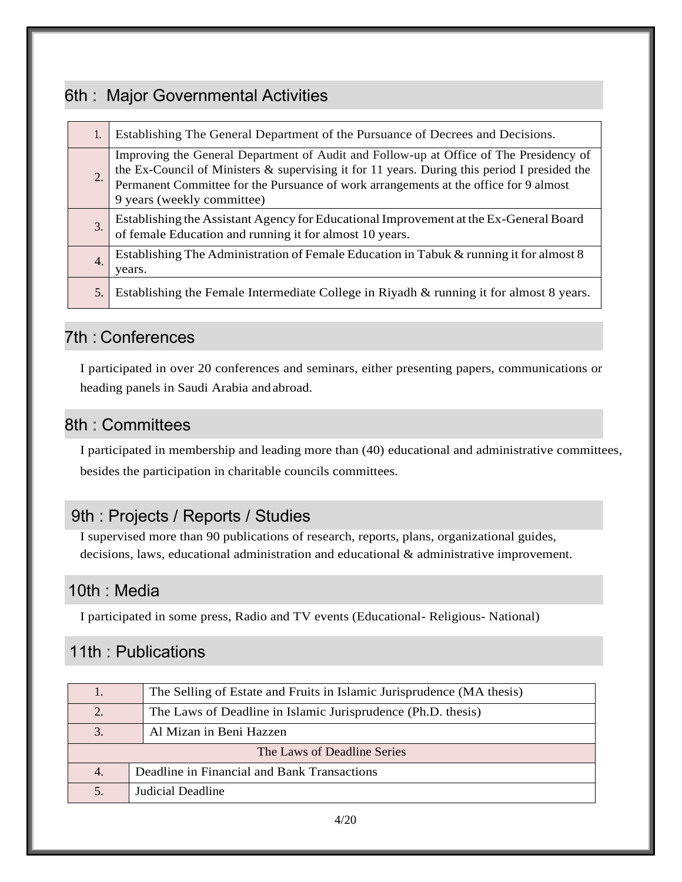## 6th : Major Governmental Activities

| | |
|---|---|
| 1. | Establishing The General Department of the Pursuance of Decrees and Decisions. |
| 2. | Improving the General Department of Audit and Follow-up at Office of The Presidency of the Ex-Council of Ministers & supervising it for 11 years. During this period I presided the Permanent Committee for the Pursuance of work arrangements at the office for 9 almost 9 years (weekly committee) |
| 3. | Establishing the Assistant Agency for Educational Improvement at the Ex-General Board of female Education and running it for almost 10 years. |
| 4. | Establishing The Administration of Female Education in Tabuk & running it for almost 8 years. |
| 5. | Establishing the Female Intermediate College in Riyadh & running it for almost 8 years. |

## 7th : Conferences

I participated in over 20 conferences and seminars, either presenting papers, communications or heading panels in Saudi Arabia and abroad.

## 8th : Committees

I participated in membership and leading more than (40) educational and administrative committees, besides the participation in charitable councils committees.

## 9th : Projects / Reports / Studies

I supervised more than 90 publications of research, reports, plans, organizational guides, decisions, laws, educational administration and educational & administrative improvement.

## 10th : Media

I participated in some press, Radio and TV events (Educational- Religious- National)

## 11th : Publications

| | |
|---|---|
| 1. | The Selling of Estate and Fruits in Islamic Jurisprudence (MA thesis) |
| 2. | The Laws of Deadline in Islamic Jurisprudence (Ph.D. thesis) |
| 3. | Al Mizan in Beni Hazzen |
| The Laws of Deadline Series | |
| 4. | Deadline in Financial and Bank Transactions |
| 5. | Judicial Deadline |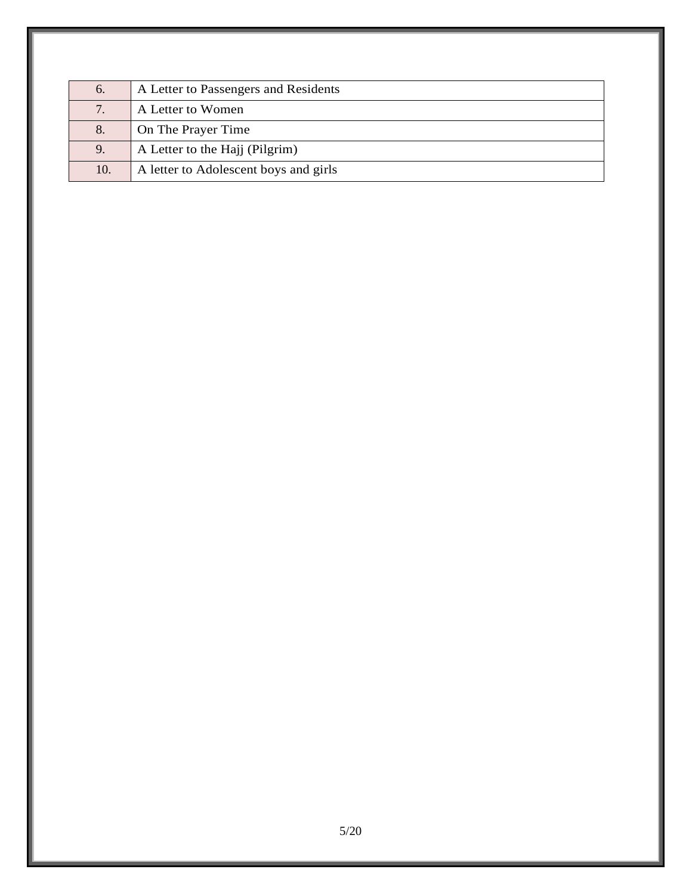| | |
|---|---|
| 6. | A Letter to Passengers and Residents |
| 7. | A Letter to Women |
| 8. | On The Prayer Time |
| 9. | A Letter to the Hajj (Pilgrim) |
| 10. | A letter to Adolescent boys and girls |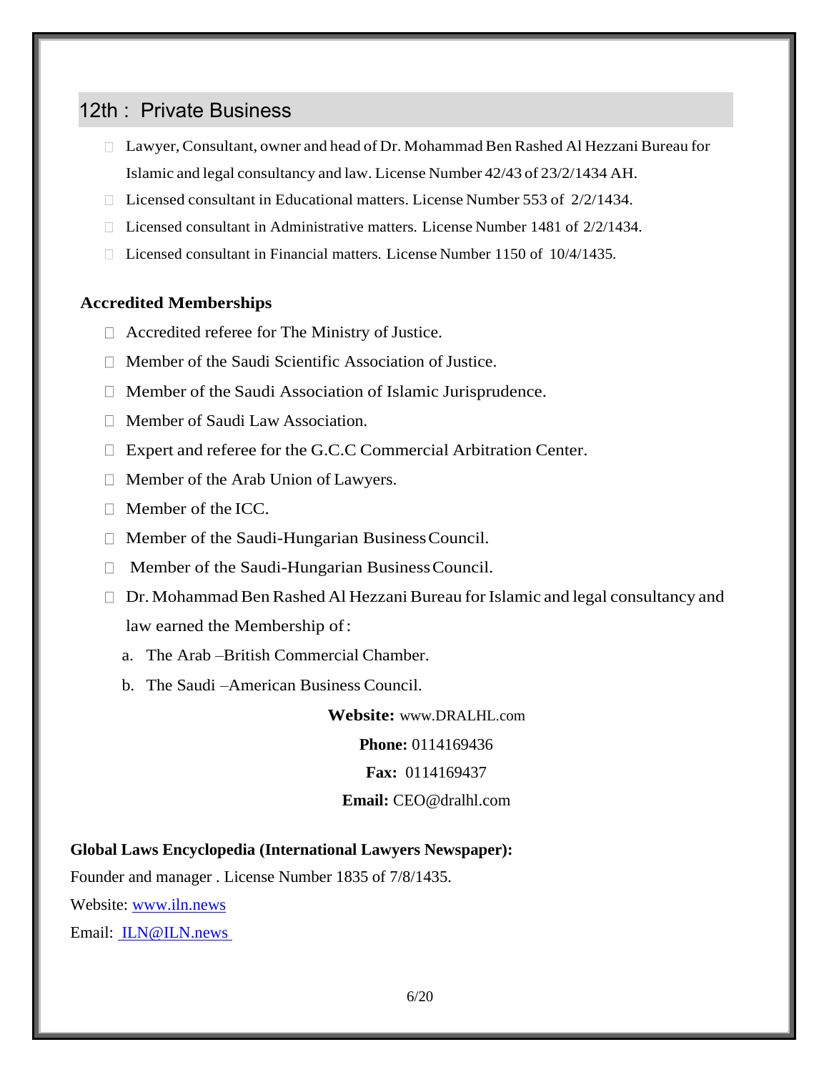## 12th : Private Business

- Lawyer, Consultant, owner and head of Dr. Mohammad Ben Rashed Al Hezzani Bureau for Islamic and legal consultancy and law. License Number 42/43 of 23/2/1434 AH.
- Licensed consultant in Educational matters. License Number 553 of 2/2/1434.
- Licensed consultant in Administrative matters. License Number 1481 of 2/2/1434.
- Licensed consultant in Financial matters. License Number 1150 of 10/4/1435.

### Accredited Memberships

- Accredited referee for The Ministry of Justice.
- Member of the Saudi Scientific Association of Justice.
- Member of the Saudi Association of Islamic Jurisprudence.
- Member of Saudi Law Association.
- Expert and referee for the G.C.C Commercial Arbitration Center.
- Member of the Arab Union of Lawyers.
- Member of the ICC.
- Member of the Saudi-Hungarian Business Council.
- Member of the Saudi-Hungarian Business Council.
- Dr. Mohammad Ben Rashed Al Hezzani Bureau for Islamic and legal consultancy and law earned the Membership of :
  a. The Arab –British Commercial Chamber.
  b. The Saudi –American Business Council.

**Website:** www.DRALHL.com

**Phone:** 0114169436

**Fax:** 0114169437

**Email:** CEO@dralhl.com

**Global Laws Encyclopedia (International Lawyers Newspaper):**

Founder and manager . License Number 1835 of 7/8/1435.

Website: www.iln.news

Email: ILN@ILN.news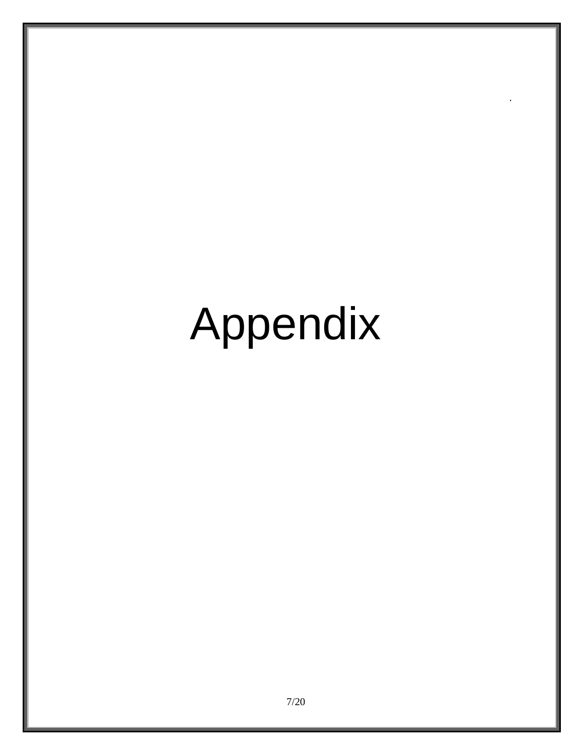# Appendix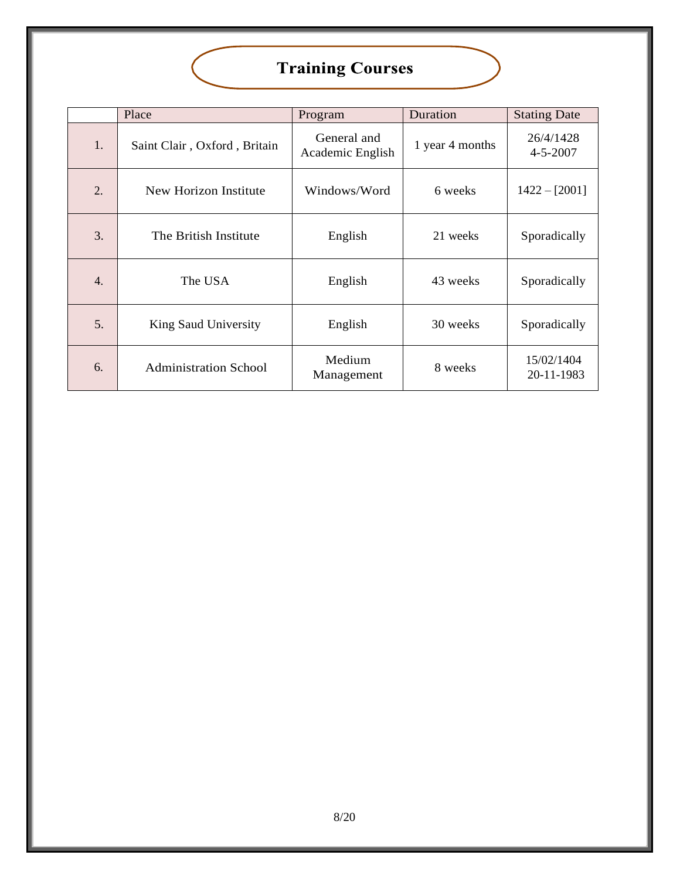# Training Courses

| | Place | Program | Duration | Stating Date |
|---|---|---|---|---|
| 1. | Saint Clair , Oxford , Britain | General and Academic English | 1 year 4 months | 26/4/1428 4-5-2007 |
| 2. | New Horizon Institute | Windows/Word | 6 weeks | 1422 – [2001] |
| 3. | The British Institute | English | 21 weeks | Sporadically |
| 4. | The USA | English | 43 weeks | Sporadically |
| 5. | King Saud University | English | 30 weeks | Sporadically |
| 6. | Administration School | Medium Management | 8 weeks | 15/02/1404 20-11-1983 |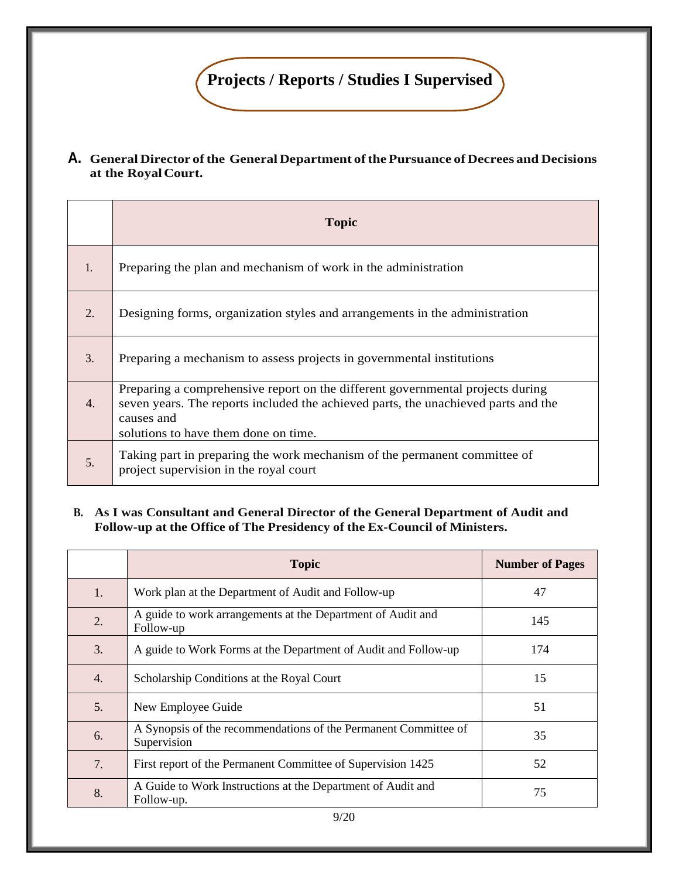# Projects / Reports / Studies I Supervised

**A. General Director of the General Department of the Pursuance of Decrees and Decisions at the Royal Court.**

| | Topic |
|---|---|
| 1. | Preparing the plan and mechanism of work in the administration |
| 2. | Designing forms, organization styles and arrangements in the administration |
| 3. | Preparing a mechanism to assess projects in governmental institutions |
| 4. | Preparing a comprehensive report on the different governmental projects during seven years. The reports included the achieved parts, the unachieved parts and the causes and solutions to have them done on time. |
| 5. | Taking part in preparing the work mechanism of the permanent committee of project supervision in the royal court |

**B. As I was Consultant and General Director of the General Department of Audit and Follow-up at the Office of The Presidency of the Ex-Council of Ministers.**

| | Topic | Number of Pages |
|---|---|---|
| 1. | Work plan at the Department of Audit and Follow-up | 47 |
| 2. | A guide to work arrangements at the Department of Audit and Follow-up | 145 |
| 3. | A guide to Work Forms at the Department of Audit and Follow-up | 174 |
| 4. | Scholarship Conditions at the Royal Court | 15 |
| 5. | New Employee Guide | 51 |
| 6. | A Synopsis of the recommendations of the Permanent Committee of Supervision | 35 |
| 7. | First report of the Permanent Committee of Supervision 1425 | 52 |
| 8. | A Guide to Work Instructions at the Department of Audit and Follow-up. | 75 |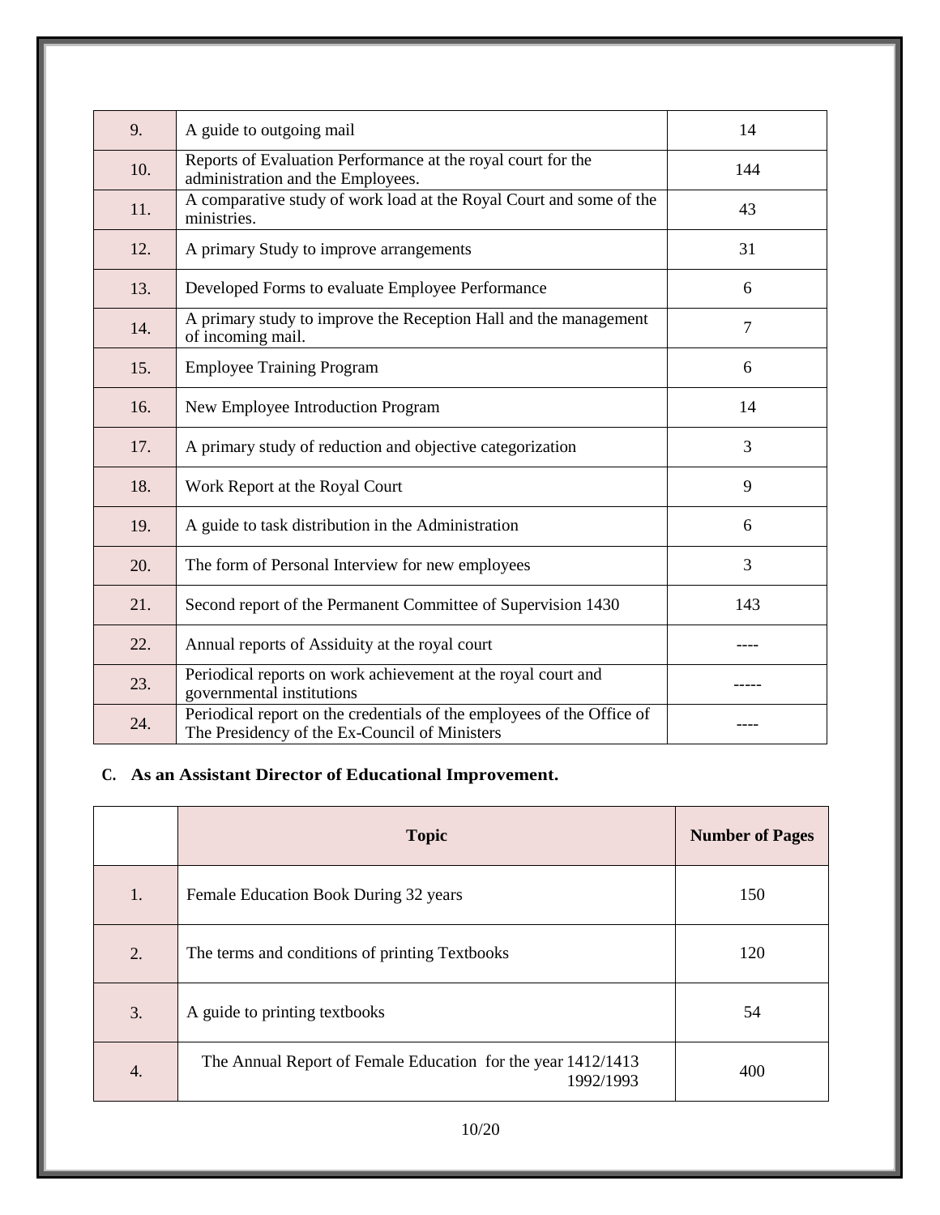| | | |
|---|---|---|
| 9. | A guide to outgoing mail | 14 |
| 10. | Reports of Evaluation Performance at the royal court for the administration and the Employees. | 144 |
| 11. | A comparative study of work load at the Royal Court and some of the ministries. | 43 |
| 12. | A primary Study to improve arrangements | 31 |
| 13. | Developed Forms to evaluate Employee Performance | 6 |
| 14. | A primary study to improve the Reception Hall and the management of incoming mail. | 7 |
| 15. | Employee Training Program | 6 |
| 16. | New Employee Introduction Program | 14 |
| 17. | A primary study of reduction and objective categorization | 3 |
| 18. | Work Report at the Royal Court | 9 |
| 19. | A guide to task distribution in the Administration | 6 |
| 20. | The form of Personal Interview for new employees | 3 |
| 21. | Second report of the Permanent Committee of Supervision 1430 | 143 |
| 22. | Annual reports of Assiduity at the royal court | ---- |
| 23. | Periodical reports on work achievement at the royal court and governmental institutions | ----- |
| 24. | Periodical report on the credentials of the employees of the Office of The Presidency of the Ex-Council of Ministers | ---- |

**C. As an Assistant Director of Educational Improvement.**

| | Topic | Number of Pages |
|---|---|---|
| 1. | Female Education Book During 32 years | 150 |
| 2. | The terms and conditions of printing Textbooks | 120 |
| 3. | A guide to printing textbooks | 54 |
| 4. | The Annual Report of Female Education for the year 1412/1413 1992/1993 | 400 |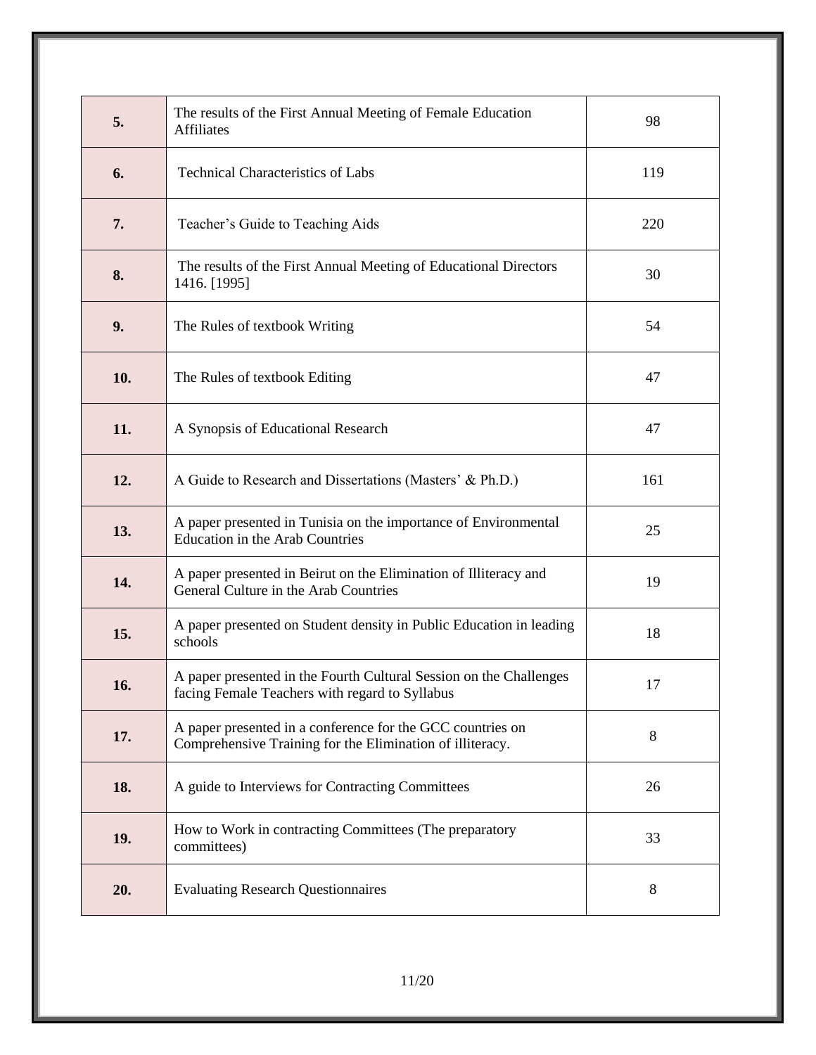| | | |
|---|---|---|
| **5.** | The results of the First Annual Meeting of Female Education Affiliates | 98 |
| **6.** | Technical Characteristics of Labs | 119 |
| **7.** | Teacher's Guide to Teaching Aids | 220 |
| **8.** | The results of the First Annual Meeting of Educational Directors 1416. [1995] | 30 |
| **9.** | The Rules of textbook Writing | 54 |
| **10.** | The Rules of textbook Editing | 47 |
| **11.** | A Synopsis of Educational Research | 47 |
| **12.** | A Guide to Research and Dissertations (Masters' & Ph.D.) | 161 |
| **13.** | A paper presented in Tunisia on the importance of Environmental Education in the Arab Countries | 25 |
| **14.** | A paper presented in Beirut on the Elimination of Illiteracy and General Culture in the Arab Countries | 19 |
| **15.** | A paper presented on Student density in Public Education in leading schools | 18 |
| **16.** | A paper presented in the Fourth Cultural Session on the Challenges facing Female Teachers with regard to Syllabus | 17 |
| **17.** | A paper presented in a conference for the GCC countries on Comprehensive Training for the Elimination of illiteracy. | 8 |
| **18.** | A guide to Interviews for Contracting Committees | 26 |
| **19.** | How to Work in contracting Committees (The preparatory committees) | 33 |
| **20.** | Evaluating Research Questionnaires | 8 |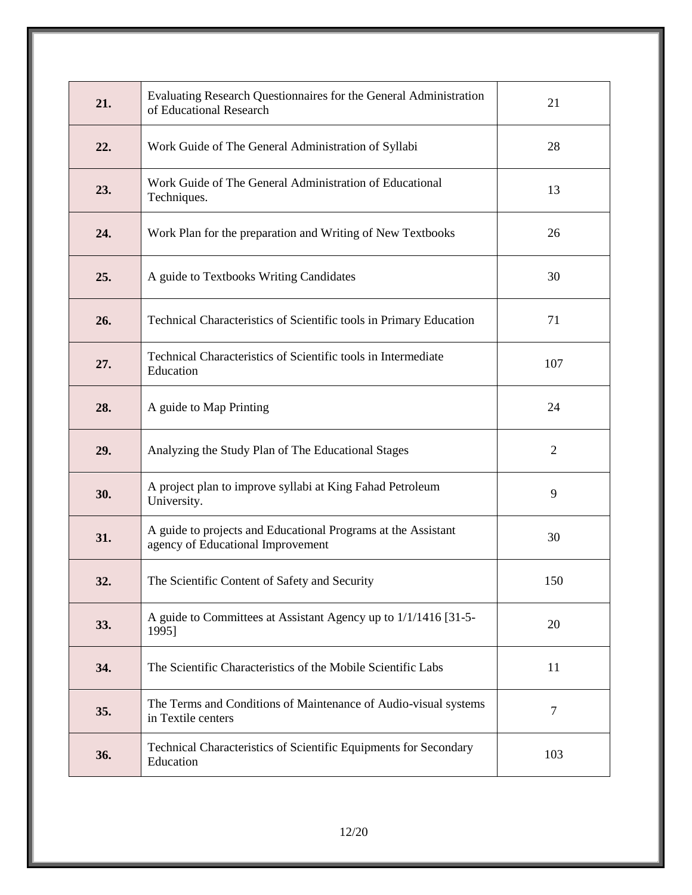| | | |
|---|---|---|
| **21.** | Evaluating Research Questionnaires for the General Administration of Educational Research | 21 |
| **22.** | Work Guide of The General Administration of Syllabi | 28 |
| **23.** | Work Guide of The General Administration of Educational Techniques. | 13 |
| **24.** | Work Plan for the preparation and Writing of New Textbooks | 26 |
| **25.** | A guide to Textbooks Writing Candidates | 30 |
| **26.** | Technical Characteristics of Scientific tools in Primary Education | 71 |
| **27.** | Technical Characteristics of Scientific tools in Intermediate Education | 107 |
| **28.** | A guide to Map Printing | 24 |
| **29.** | Analyzing the Study Plan of The Educational Stages | 2 |
| **30.** | A project plan to improve syllabi at King Fahad Petroleum University. | 9 |
| **31.** | A guide to projects and Educational Programs at the Assistant agency of Educational Improvement | 30 |
| **32.** | The Scientific Content of Safety and Security | 150 |
| **33.** | A guide to Committees at Assistant Agency up to 1/1/1416 [31-5-1995] | 20 |
| **34.** | The Scientific Characteristics of the Mobile Scientific Labs | 11 |
| **35.** | The Terms and Conditions of Maintenance of Audio-visual systems in Textile centers | 7 |
| **36.** | Technical Characteristics of Scientific Equipments for Secondary Education | 103 |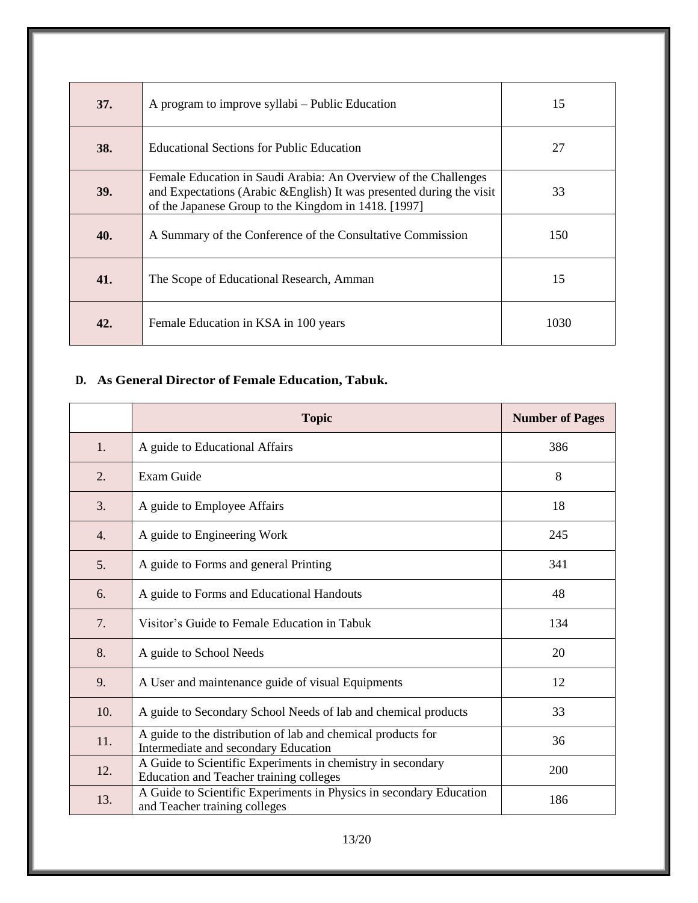| | | |
|---|---|---|
| **37.** | A program to improve syllabi – Public Education | 15 |
| **38.** | Educational Sections for Public Education | 27 |
| **39.** | Female Education in Saudi Arabia: An Overview of the Challenges and Expectations (Arabic &English) It was presented during the visit of the Japanese Group to the Kingdom in 1418. [1997] | 33 |
| **40.** | A Summary of the Conference of the Consultative Commission | 150 |
| **41.** | The Scope of Educational Research, Amman | 15 |
| **42.** | Female Education in KSA in 100 years | 1030 |

**D. As General Director of Female Education, Tabuk.**

| | Topic | Number of Pages |
|---|---|---|
| 1. | A guide to Educational Affairs | 386 |
| 2. | Exam Guide | 8 |
| 3. | A guide to Employee Affairs | 18 |
| 4. | A guide to Engineering Work | 245 |
| 5. | A guide to Forms and general Printing | 341 |
| 6. | A guide to Forms and Educational Handouts | 48 |
| 7. | Visitor's Guide to Female Education in Tabuk | 134 |
| 8. | A guide to School Needs | 20 |
| 9. | A User and maintenance guide of visual Equipments | 12 |
| 10. | A guide to Secondary School Needs of lab and chemical products | 33 |
| 11. | A guide to the distribution of lab and chemical products for Intermediate and secondary Education | 36 |
| 12. | A Guide to Scientific Experiments in chemistry in secondary Education and Teacher training colleges | 200 |
| 13. | A Guide to Scientific Experiments in Physics in secondary Education and Teacher training colleges | 186 |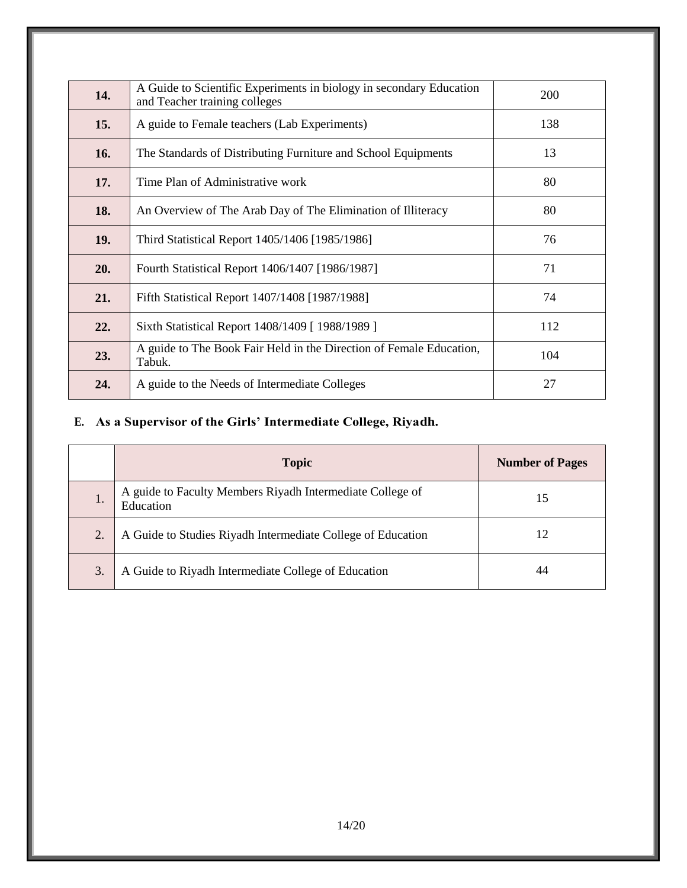| | | |
|---|---|---|
| **14.** | A Guide to Scientific Experiments in biology in secondary Education and Teacher training colleges | 200 |
| **15.** | A guide to Female teachers (Lab Experiments) | 138 |
| **16.** | The Standards of Distributing Furniture and School Equipments | 13 |
| **17.** | Time Plan of Administrative work | 80 |
| **18.** | An Overview of The Arab Day of The Elimination of Illiteracy | 80 |
| **19.** | Third Statistical Report 1405/1406 [1985/1986] | 76 |
| **20.** | Fourth Statistical Report 1406/1407 [1986/1987] | 71 |
| **21.** | Fifth Statistical Report 1407/1408 [1987/1988] | 74 |
| **22.** | Sixth Statistical Report 1408/1409 [ 1988/1989 ] | 112 |
| **23.** | A guide to The Book Fair Held in the Direction of Female Education, Tabuk. | 104 |
| **24.** | A guide to the Needs of Intermediate Colleges | 27 |

**E. As a Supervisor of the Girls' Intermediate College, Riyadh.**

| | **Topic** | **Number of Pages** |
|---|---|---|
| 1. | A guide to Faculty Members Riyadh Intermediate College of Education | 15 |
| 2. | A Guide to Studies Riyadh Intermediate College of Education | 12 |
| 3. | A Guide to Riyadh Intermediate College of Education | 44 |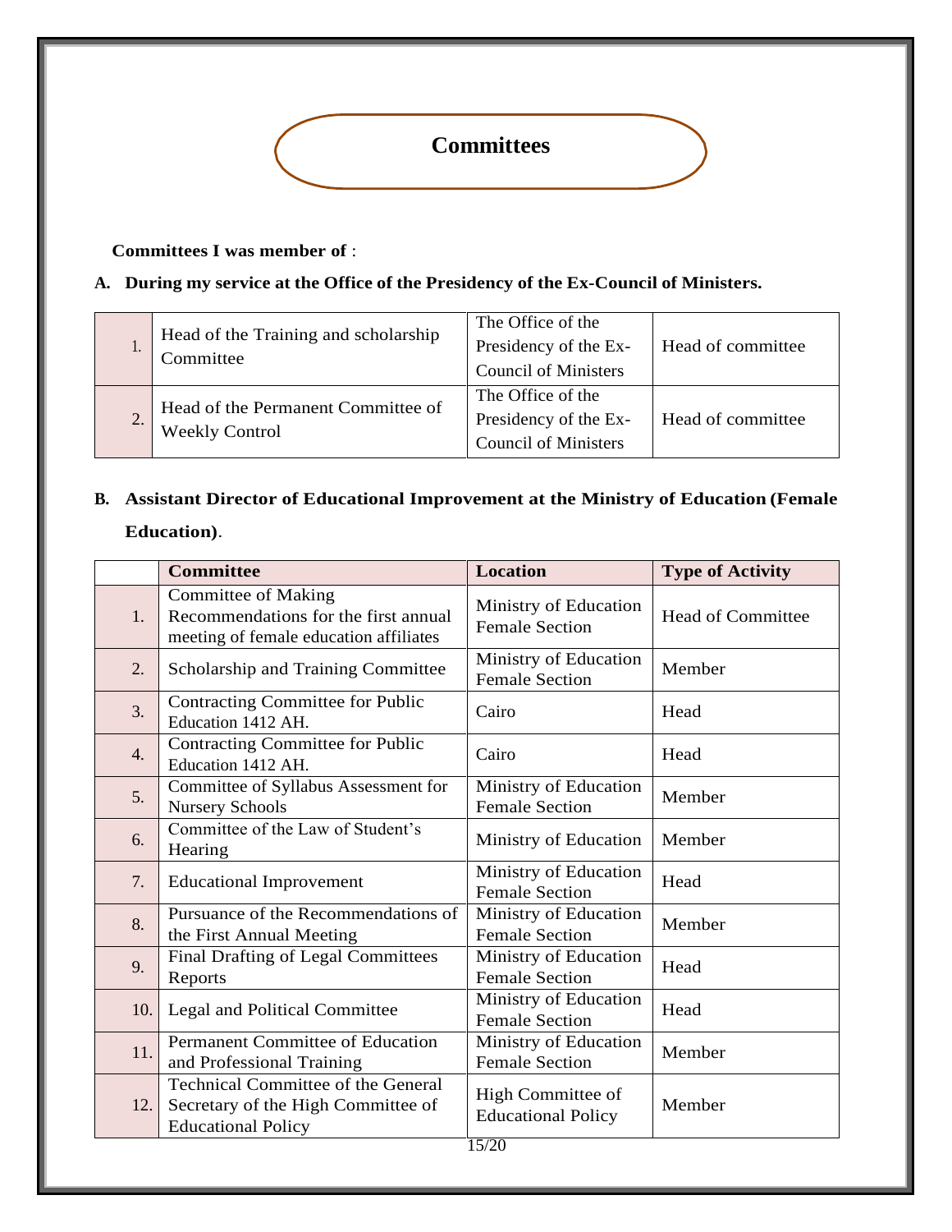# Committees

**Committees I was member of** :

**A. During my service at the Office of the Presidency of the Ex-Council of Ministers.**

| | | | |
|---|---|---|---|
| 1. | Head of the Training and scholarship Committee | The Office of the Presidency of the Ex-Council of Ministers | Head of committee |
| 2. | Head of the Permanent Committee of Weekly Control | The Office of the Presidency of the Ex-Council of Ministers | Head of committee |

**B. Assistant Director of Educational Improvement at the Ministry of Education (Female Education)**.

| | Committee | Location | Type of Activity |
|---|---|---|---|
| 1. | Committee of Making Recommendations for the first annual meeting of female education affiliates | Ministry of Education Female Section | Head of Committee |
| 2. | Scholarship and Training Committee | Ministry of Education Female Section | Member |
| 3. | Contracting Committee for Public Education 1412 AH. | Cairo | Head |
| 4. | Contracting Committee for Public Education 1412 AH. | Cairo | Head |
| 5. | Committee of Syllabus Assessment for Nursery Schools | Ministry of Education Female Section | Member |
| 6. | Committee of the Law of Student's Hearing | Ministry of Education | Member |
| 7. | Educational Improvement | Ministry of Education Female Section | Head |
| 8. | Pursuance of the Recommendations of the First Annual Meeting | Ministry of Education Female Section | Member |
| 9. | Final Drafting of Legal Committees Reports | Ministry of Education Female Section | Head |
| 10. | Legal and Political Committee | Ministry of Education Female Section | Head |
| 11. | Permanent Committee of Education and Professional Training | Ministry of Education Female Section | Member |
| 12. | Technical Committee of the General Secretary of the High Committee of Educational Policy | High Committee of Educational Policy | Member |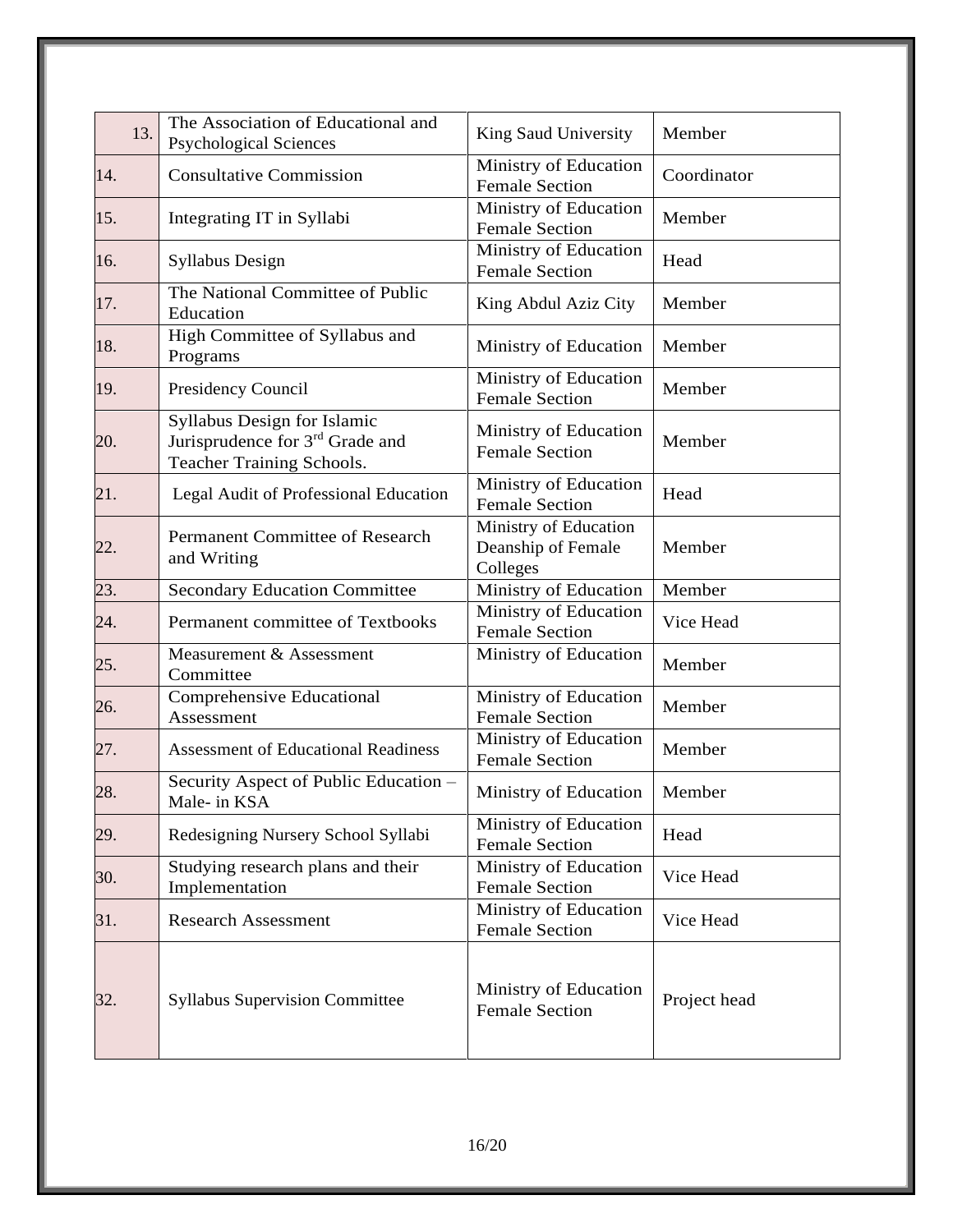| | | | |
|---|---|---|---|
| 13. | The Association of Educational and Psychological Sciences | King Saud University | Member |
| 14. | Consultative Commission | Ministry of Education Female Section | Coordinator |
| 15. | Integrating IT in Syllabi | Ministry of Education Female Section | Member |
| 16. | Syllabus Design | Ministry of Education Female Section | Head |
| 17. | The National Committee of Public Education | King Abdul Aziz City | Member |
| 18. | High Committee of Syllabus and Programs | Ministry of Education | Member |
| 19. | Presidency Council | Ministry of Education Female Section | Member |
| 20. | Syllabus Design for Islamic Jurisprudence for 3rd Grade and Teacher Training Schools. | Ministry of Education Female Section | Member |
| 21. | Legal Audit of Professional Education | Ministry of Education Female Section | Head |
| 22. | Permanent Committee of Research and Writing | Ministry of Education Deanship of Female Colleges | Member |
| 23. | Secondary Education Committee | Ministry of Education | Member |
| 24. | Permanent committee of Textbooks | Ministry of Education Female Section | Vice Head |
| 25. | Measurement & Assessment Committee | Ministry of Education | Member |
| 26. | Comprehensive Educational Assessment | Ministry of Education Female Section | Member |
| 27. | Assessment of Educational Readiness | Ministry of Education Female Section | Member |
| 28. | Security Aspect of Public Education – Male- in KSA | Ministry of Education | Member |
| 29. | Redesigning Nursery School Syllabi | Ministry of Education Female Section | Head |
| 30. | Studying research plans and their Implementation | Ministry of Education Female Section | Vice Head |
| 31. | Research Assessment | Ministry of Education Female Section | Vice Head |
| 32. | Syllabus Supervision Committee | Ministry of Education Female Section | Project head |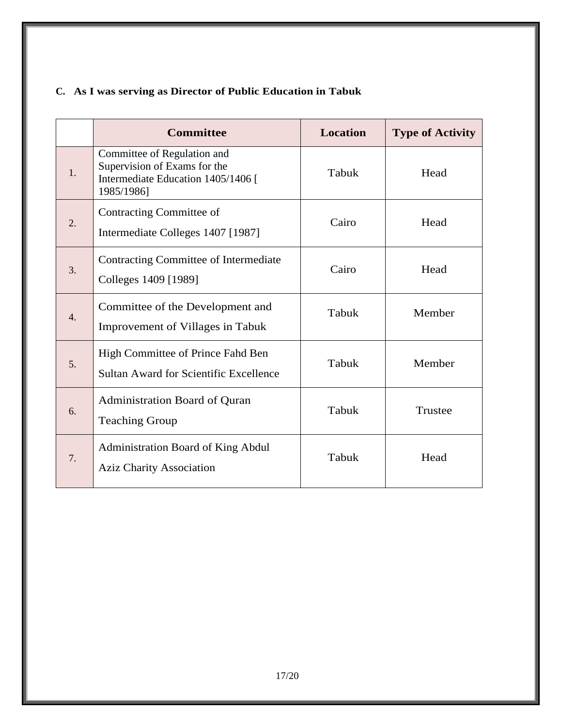**C. As I was serving as Director of Public Education in Tabuk**

| | Committee | Location | Type of Activity |
|---|---|---|---|
| 1. | Committee of Regulation and Supervision of Exams for the Intermediate Education 1405/1406 [ 1985/1986] | Tabuk | Head |
| 2. | Contracting Committee of Intermediate Colleges 1407 [1987] | Cairo | Head |
| 3. | Contracting Committee of Intermediate Colleges 1409 [1989] | Cairo | Head |
| 4. | Committee of the Development and Improvement of Villages in Tabuk | Tabuk | Member |
| 5. | High Committee of Prince Fahd Ben Sultan Award for Scientific Excellence | Tabuk | Member |
| 6. | Administration Board of Quran Teaching Group | Tabuk | Trustee |
| 7. | Administration Board of King Abdul Aziz Charity Association | Tabuk | Head |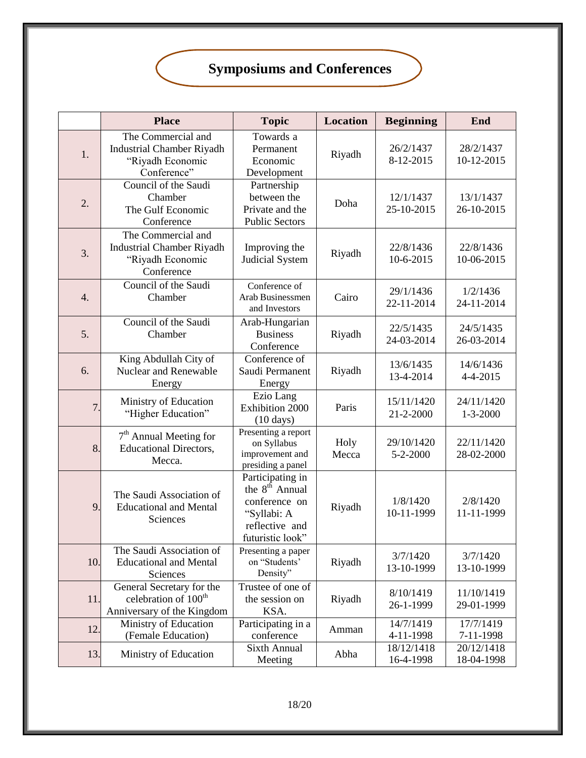# Symposiums and Conferences

| | Place | Topic | Location | Beginning | End |
|---|---|---|---|---|---|
| 1. | The Commercial and Industrial Chamber Riyadh "Riyadh Economic Conference" | Towards a Permanent Economic Development | Riyadh | 26/2/1437 8-12-2015 | 28/2/1437 10-12-2015 |
| 2. | Council of the Saudi Chamber The Gulf Economic Conference | Partnership between the Private and the Public Sectors | Doha | 12/1/1437 25-10-2015 | 13/1/1437 26-10-2015 |
| 3. | The Commercial and Industrial Chamber Riyadh "Riyadh Economic Conference | Improving the Judicial System | Riyadh | 22/8/1436 10-6-2015 | 22/8/1436 10-06-2015 |
| 4. | Council of the Saudi Chamber | Conference of Arab Businessmen and Investors | Cairo | 29/1/1436 22-11-2014 | 1/2/1436 24-11-2014 |
| 5. | Council of the Saudi Chamber | Arab-Hungarian Business Conference | Riyadh | 22/5/1435 24-03-2014 | 24/5/1435 26-03-2014 |
| 6. | King Abdullah City of Nuclear and Renewable Energy | Conference of Saudi Permanent Energy | Riyadh | 13/6/1435 13-4-2014 | 14/6/1436 4-4-2015 |
| 7. | Ministry of Education "Higher Education" | Ezio Lang Exhibition 2000 (10 days) | Paris | 15/11/1420 21-2-2000 | 24/11/1420 1-3-2000 |
| 8. | 7th Annual Meeting for Educational Directors, Mecca. | Presenting a report on Syllabus improvement and presiding a panel | Holy Mecca | 29/10/1420 5-2-2000 | 22/11/1420 28-02-2000 |
| 9. | The Saudi Association of Educational and Mental Sciences | Participating in the 8th Annual conference on "Syllabi: A reflective and futuristic look" | Riyadh | 1/8/1420 10-11-1999 | 2/8/1420 11-11-1999 |
| 10. | The Saudi Association of Educational and Mental Sciences | Presenting a paper on "Students' Density" | Riyadh | 3/7/1420 13-10-1999 | 3/7/1420 13-10-1999 |
| 11. | General Secretary for the celebration of 100th Anniversary of the Kingdom | Trustee of one of the session on KSA. | Riyadh | 8/10/1419 26-1-1999 | 11/10/1419 29-01-1999 |
| 12. | Ministry of Education (Female Education) | Participating in a conference | Amman | 14/7/1419 4-11-1998 | 17/7/1419 7-11-1998 |
| 13. | Ministry of Education | Sixth Annual Meeting | Abha | 18/12/1418 16-4-1998 | 20/12/1418 18-04-1998 |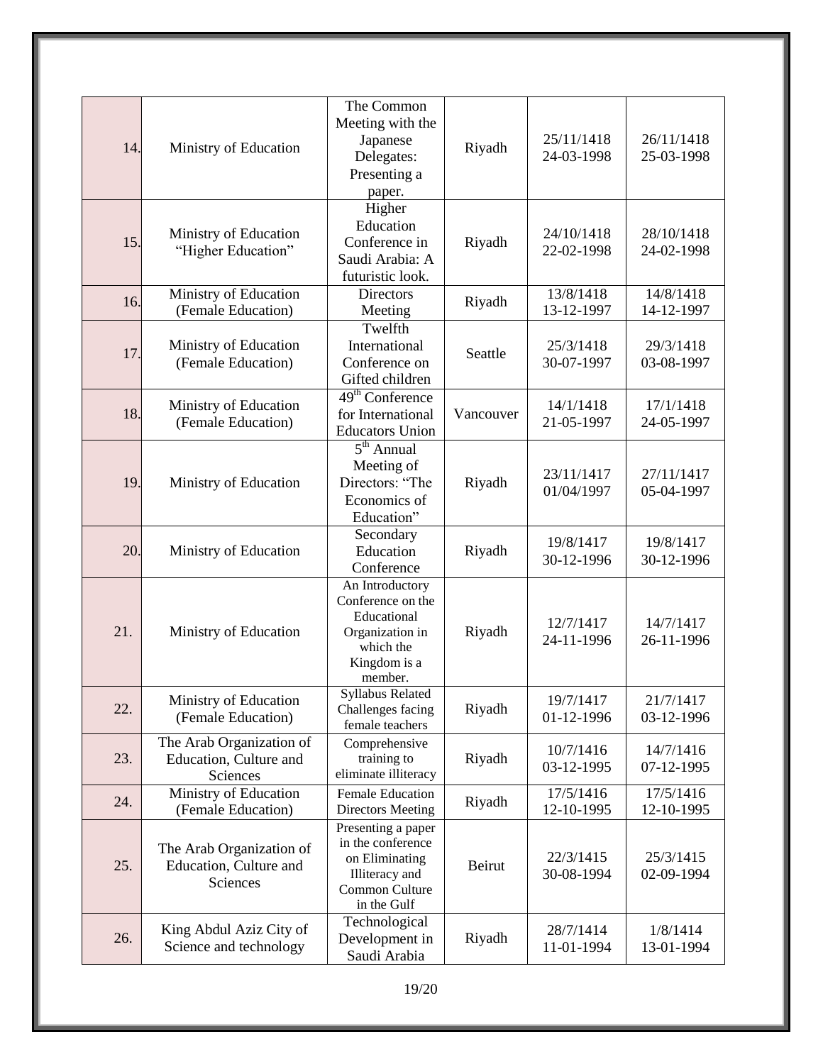| 14. | Ministry of Education | The Common Meeting with the Japanese Delegates: Presenting a paper. | Riyadh | 25/11/1418 24-03-1998 | 26/11/1418 25-03-1998 |
|---|---|---|---|---|---|
| 15. | Ministry of Education "Higher Education" | Higher Education Conference in Saudi Arabia: A futuristic look. | Riyadh | 24/10/1418 22-02-1998 | 28/10/1418 24-02-1998 |
| 16. | Ministry of Education (Female Education) | Directors Meeting | Riyadh | 13/8/1418 13-12-1997 | 14/8/1418 14-12-1997 |
| 17. | Ministry of Education (Female Education) | Twelfth International Conference on Gifted children | Seattle | 25/3/1418 30-07-1997 | 29/3/1418 03-08-1997 |
| 18. | Ministry of Education (Female Education) | 49th Conference for International Educators Union | Vancouver | 14/1/1418 21-05-1997 | 17/1/1418 24-05-1997 |
| 19. | Ministry of Education | 5th Annual Meeting of Directors: "The Economics of Education" | Riyadh | 23/11/1417 01/04/1997 | 27/11/1417 05-04-1997 |
| 20. | Ministry of Education | Secondary Education Conference | Riyadh | 19/8/1417 30-12-1996 | 19/8/1417 30-12-1996 |
| 21. | Ministry of Education | An Introductory Conference on the Educational Organization in which the Kingdom is a member. | Riyadh | 12/7/1417 24-11-1996 | 14/7/1417 26-11-1996 |
| 22. | Ministry of Education (Female Education) | Syllabus Related Challenges facing female teachers | Riyadh | 19/7/1417 01-12-1996 | 21/7/1417 03-12-1996 |
| 23. | The Arab Organization of Education, Culture and Sciences | Comprehensive training to eliminate illiteracy | Riyadh | 10/7/1416 03-12-1995 | 14/7/1416 07-12-1995 |
| 24. | Ministry of Education (Female Education) | Female Education Directors Meeting | Riyadh | 17/5/1416 12-10-1995 | 17/5/1416 12-10-1995 |
| 25. | The Arab Organization of Education, Culture and Sciences | Presenting a paper in the conference on Eliminating Illiteracy and Common Culture in the Gulf | Beirut | 22/3/1415 30-08-1994 | 25/3/1415 02-09-1994 |
| 26. | King Abdul Aziz City of Science and technology | Technological Development in Saudi Arabia | Riyadh | 28/7/1414 11-01-1994 | 1/8/1414 13-01-1994 |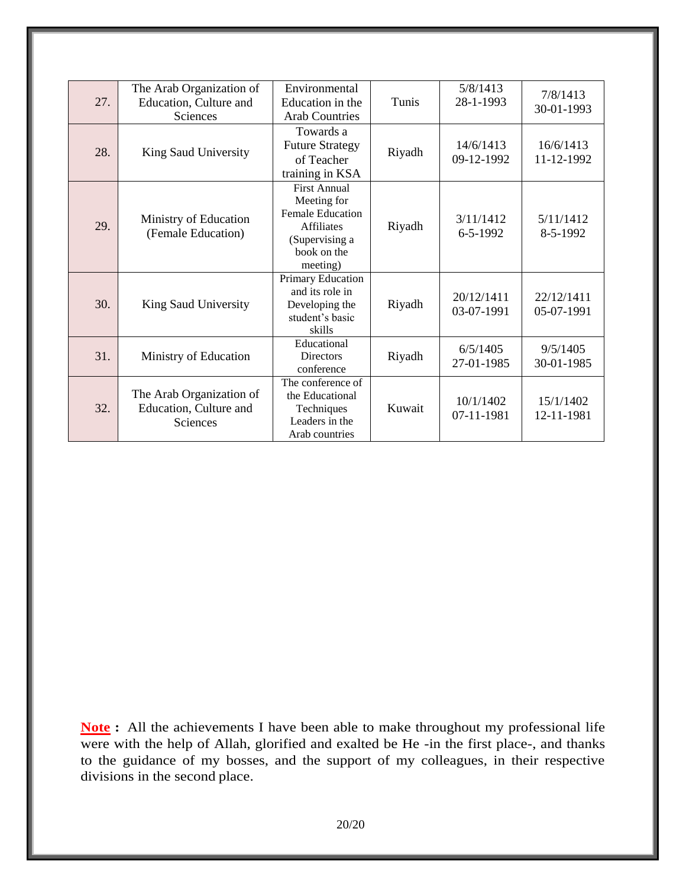| | | | | | |
|---|---|---|---|---|---|
| 27. | The Arab Organization of Education, Culture and Sciences | Environmental Education in the Arab Countries | Tunis | 5/8/1413 28-1-1993 | 7/8/1413 30-01-1993 |
| 28. | King Saud University | Towards a Future Strategy of Teacher training in KSA | Riyadh | 14/6/1413 09-12-1992 | 16/6/1413 11-12-1992 |
| 29. | Ministry of Education (Female Education) | First Annual Meeting for Female Education Affiliates (Supervising a book on the meeting) | Riyadh | 3/11/1412 6-5-1992 | 5/11/1412 8-5-1992 |
| 30. | King Saud University | Primary Education and its role in Developing the student's basic skills | Riyadh | 20/12/1411 03-07-1991 | 22/12/1411 05-07-1991 |
| 31. | Ministry of Education | Educational Directors conference | Riyadh | 6/5/1405 27-01-1985 | 9/5/1405 30-01-1985 |
| 32. | The Arab Organization of Education, Culture and Sciences | The conference of the Educational Techniques Leaders in the Arab countries | Kuwait | 10/1/1402 07-11-1981 | 15/1/1402 12-11-1981 |

**Note :** All the achievements I have been able to make throughout my professional life were with the help of Allah, glorified and exalted be He -in the first place-, and thanks to the guidance of my bosses, and the support of my colleagues, in their respective divisions in the second place.